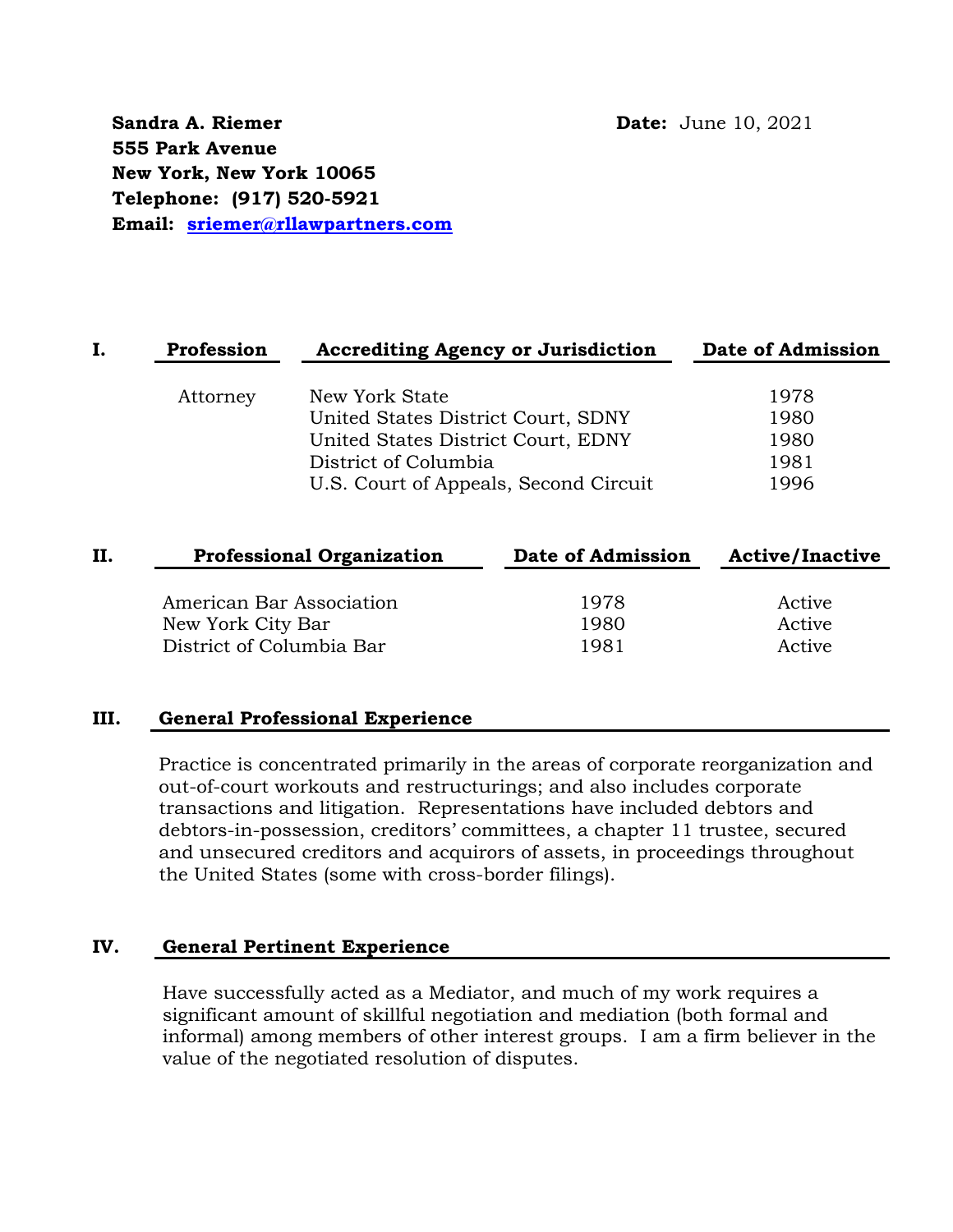**Sandra A. Riemer**
**555 Park Avenue**
**New York, New York 10065**
**Telephone: (917) 520-5921**
**Email: sriemer@rllawpartners.com**

**Date:** June 10, 2021

## I.

| Profession | Accrediting Agency or Jurisdiction | Date of Admission |
|---|---|---|
| Attorney | New York State | 1978 |
| | United States District Court, SDNY | 1980 |
| | United States District Court, EDNY | 1980 |
| | District of Columbia | 1981 |
| | U.S. Court of Appeals, Second Circuit | 1996 |

## II.

| Professional Organization | Date of Admission | Active/Inactive |
|---|---|---|
| American Bar Association | 1978 | Active |
| New York City Bar | 1980 | Active |
| District of Columbia Bar | 1981 | Active |

## III. General Professional Experience

Practice is concentrated primarily in the areas of corporate reorganization and out-of-court workouts and restructurings; and also includes corporate transactions and litigation. Representations have included debtors and debtors-in-possession, creditors' committees, a chapter 11 trustee, secured and unsecured creditors and acquirors of assets, in proceedings throughout the United States (some with cross-border filings).

## IV. General Pertinent Experience

Have successfully acted as a Mediator, and much of my work requires a significant amount of skillful negotiation and mediation (both formal and informal) among members of other interest groups. I am a firm believer in the value of the negotiated resolution of disputes.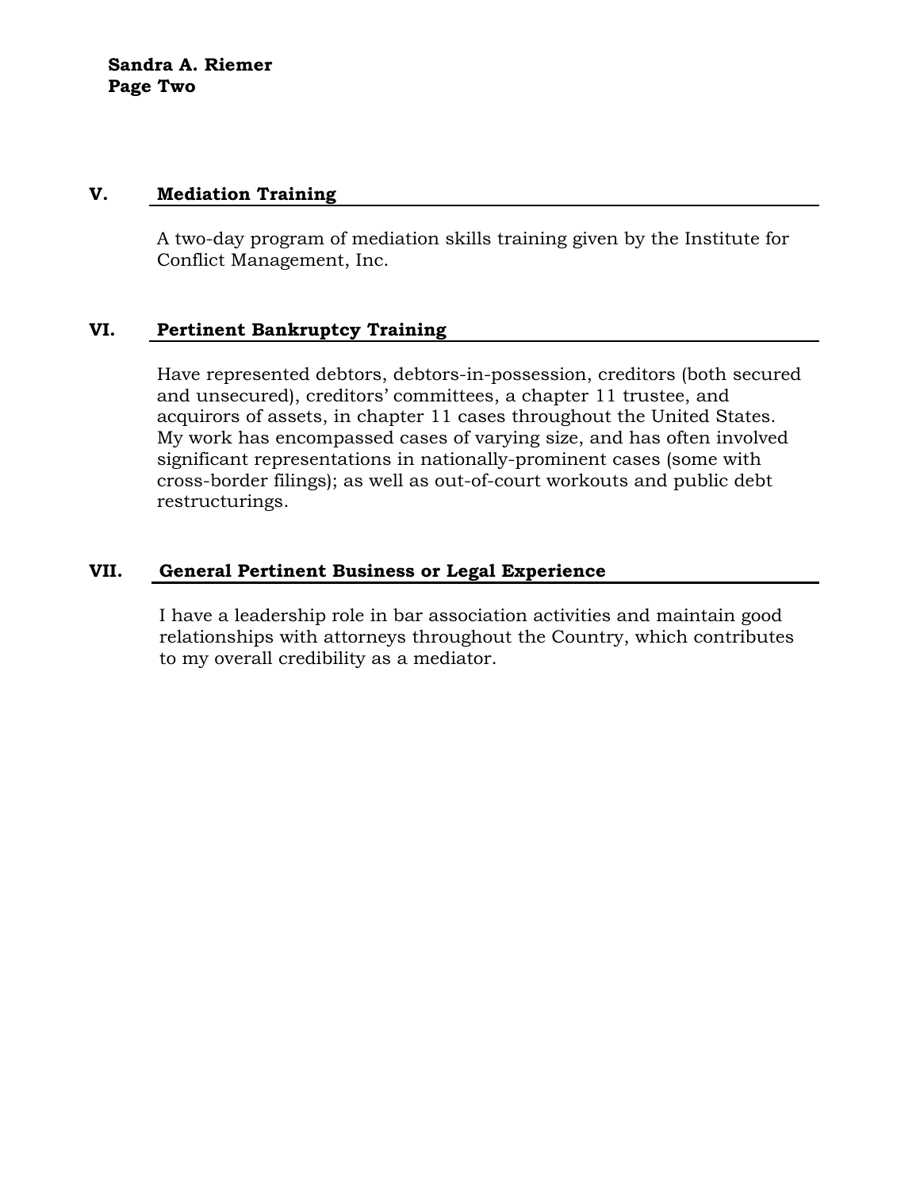## V. Mediation Training

A two-day program of mediation skills training given by the Institute for Conflict Management, Inc.

## VI. Pertinent Bankruptcy Training

Have represented debtors, debtors-in-possession, creditors (both secured and unsecured), creditors' committees, a chapter 11 trustee, and acquirors of assets, in chapter 11 cases throughout the United States. My work has encompassed cases of varying size, and has often involved significant representations in nationally-prominent cases (some with cross-border filings); as well as out-of-court workouts and public debt restructurings.

## VII. General Pertinent Business or Legal Experience

I have a leadership role in bar association activities and maintain good relationships with attorneys throughout the Country, which contributes to my overall credibility as a mediator.